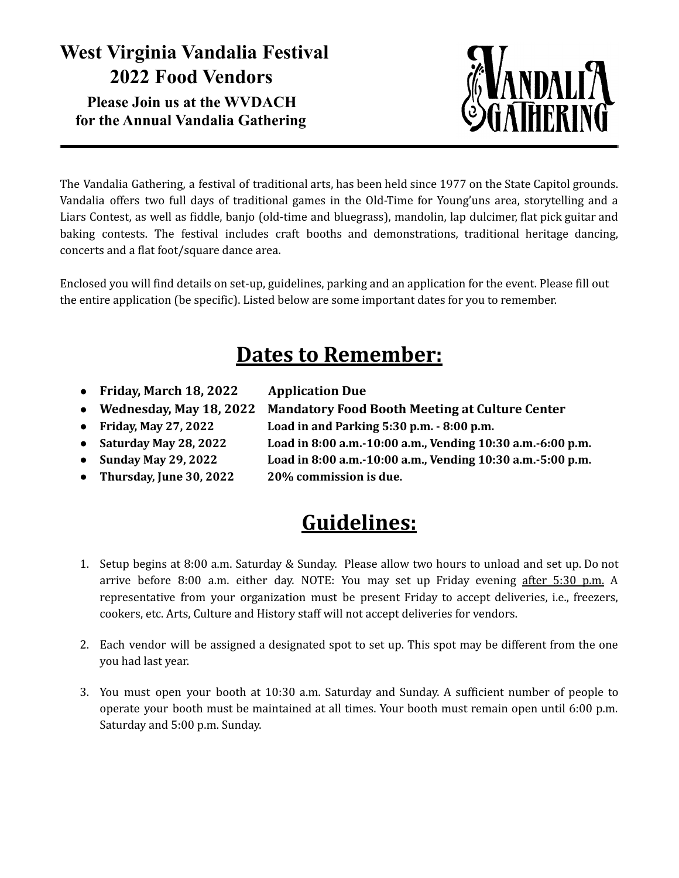# West Virginia Vandalia Festival 2022 Food Vendors

**Please Join us at the WVDACH for the Annual Vandalia Gathering**

VANDALIA GATHERING

The Vandalia Gathering, a festival of traditional arts, has been held since 1977 on the State Capitol grounds. Vandalia offers two full days of traditional games in the Old-Time for Young'uns area, storytelling and a Liars Contest, as well as fiddle, banjo (old-time and bluegrass), mandolin, lap dulcimer, flat pick guitar and baking contests. The festival includes craft booths and demonstrations, traditional heritage dancing, concerts and a flat foot/square dance area.

Enclosed you will find details on set-up, guidelines, parking and an application for the event. Please fill out the entire application (be specific). Listed below are some important dates for you to remember.

## Dates to Remember:

- **Friday, March 18, 2022 — Application Due**
- **Wednesday, May 18, 2022 — Mandatory Food Booth Meeting at Culture Center**
- **Friday, May 27, 2022 — Load in and Parking 5:30 p.m. - 8:00 p.m.**
- **Saturday May 28, 2022 — Load in 8:00 a.m.-10:00 a.m., Vending 10:30 a.m.-6:00 p.m.**
- **Sunday May 29, 2022 — Load in 8:00 a.m.-10:00 a.m., Vending 10:30 a.m.-5:00 p.m.**
- **Thursday, June 30, 2022 — 20% commission is due.**

## Guidelines:

1. Setup begins at 8:00 a.m. Saturday & Sunday. Please allow two hours to unload and set up. Do not arrive before 8:00 a.m. either day. NOTE: You may set up Friday evening after 5:30 p.m. A representative from your organization must be present Friday to accept deliveries, i.e., freezers, cookers, etc. Arts, Culture and History staff will not accept deliveries for vendors.

2. Each vendor will be assigned a designated spot to set up. This spot may be different from the one you had last year.

3. You must open your booth at 10:30 a.m. Saturday and Sunday. A sufficient number of people to operate your booth must be maintained at all times. Your booth must remain open until 6:00 p.m. Saturday and 5:00 p.m. Sunday.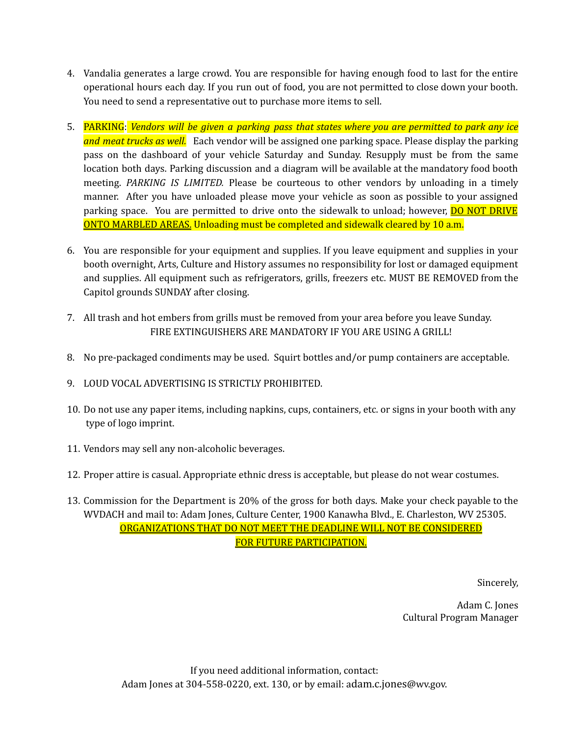4. Vandalia generates a large crowd. You are responsible for having enough food to last for the entire operational hours each day. If you run out of food, you are not permitted to close down your booth. You need to send a representative out to purchase more items to sell.

5. PARKING: *Vendors will be given a parking pass that states where you are permitted to park any ice and meat trucks as well.* Each vendor will be assigned one parking space. Please display the parking pass on the dashboard of your vehicle Saturday and Sunday. Resupply must be from the same location both days. Parking discussion and a diagram will be available at the mandatory food booth meeting. *PARKING IS LIMITED.* Please be courteous to other vendors by unloading in a timely manner. After you have unloaded please move your vehicle as soon as possible to your assigned parking space. You are permitted to drive onto the sidewalk to unload; however, <u>DO NOT DRIVE ONTO MARBLED AREAS.</u> Unloading must be completed and sidewalk cleared by 10 a.m.

6. You are responsible for your equipment and supplies. If you leave equipment and supplies in your booth overnight, Arts, Culture and History assumes no responsibility for lost or damaged equipment and supplies. All equipment such as refrigerators, grills, freezers etc. MUST BE REMOVED from the Capitol grounds SUNDAY after closing.

7. All trash and hot embers from grills must be removed from your area before you leave Sunday.
   FIRE EXTINGUISHERS ARE MANDATORY IF YOU ARE USING A GRILL!

8. No pre-packaged condiments may be used. Squirt bottles and/or pump containers are acceptable.

9. LOUD VOCAL ADVERTISING IS STRICTLY PROHIBITED.

10. Do not use any paper items, including napkins, cups, containers, etc. or signs in your booth with any type of logo imprint.

11. Vendors may sell any non-alcoholic beverages.

12. Proper attire is casual. Appropriate ethnic dress is acceptable, but please do not wear costumes.

13. Commission for the Department is 20% of the gross for both days. Make your check payable to the WVDACH and mail to: Adam Jones, Culture Center, 1900 Kanawha Blvd., E. Charleston, WV 25305.
    <u>ORGANIZATIONS THAT DO NOT MEET THE DEADLINE WILL NOT BE CONSIDERED FOR FUTURE PARTICIPATION.</u>

Sincerely,

Adam C. Jones
Cultural Program Manager

If you need additional information, contact:
Adam Jones at 304-558-0220, ext. 130, or by email: adam.c.jones@wv.gov.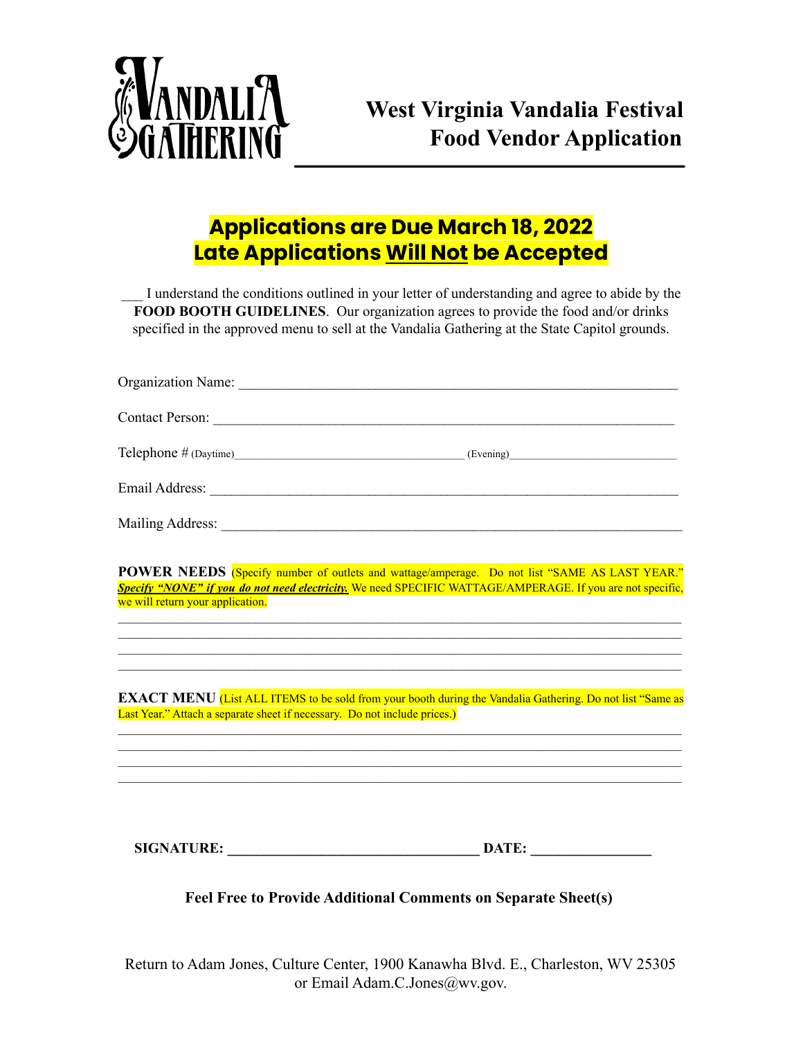VANDALIA GATHERING

# West Virginia Vandalia Festival Food Vendor Application

## Applications are Due March 18, 2022
## Late Applications **Will Not** be Accepted

___ I understand the conditions outlined in your letter of understanding and agree to abide by the **FOOD BOOTH GUIDELINES**. Our organization agrees to provide the food and/or drinks specified in the approved menu to sell at the Vandalia Gathering at the State Capitol grounds.

Organization Name: ______________________________________________________________

Contact Person: ______________________________________________________________

Telephone # (Daytime)________________________________ (Evening)__________________________

Email Address: ______________________________________________________________

Mailing Address: ______________________________________________________________

**POWER NEEDS** (Specify number of outlets and wattage/amperage. Do not list "SAME AS LAST YEAR." ***Specify "NONE" if you do not need electricity.*** We need SPECIFIC WATTAGE/AMPERAGE. If you are not specific, we will return your application.

______________________________________________________________________________
______________________________________________________________________________
______________________________________________________________________________
______________________________________________________________________________

**EXACT MENU** (List ALL ITEMS to be sold from your booth during the Vandalia Gathering. Do not list "Same as Last Year." Attach a separate sheet if necessary. Do not include prices.)

______________________________________________________________________________
______________________________________________________________________________
______________________________________________________________________________
______________________________________________________________________________

**SIGNATURE: __________________________________ DATE: ________________**

**Feel Free to Provide Additional Comments on Separate Sheet(s)**

Return to Adam Jones, Culture Center, 1900 Kanawha Blvd. E., Charleston, WV 25305
or Email Adam.C.Jones@wv.gov.